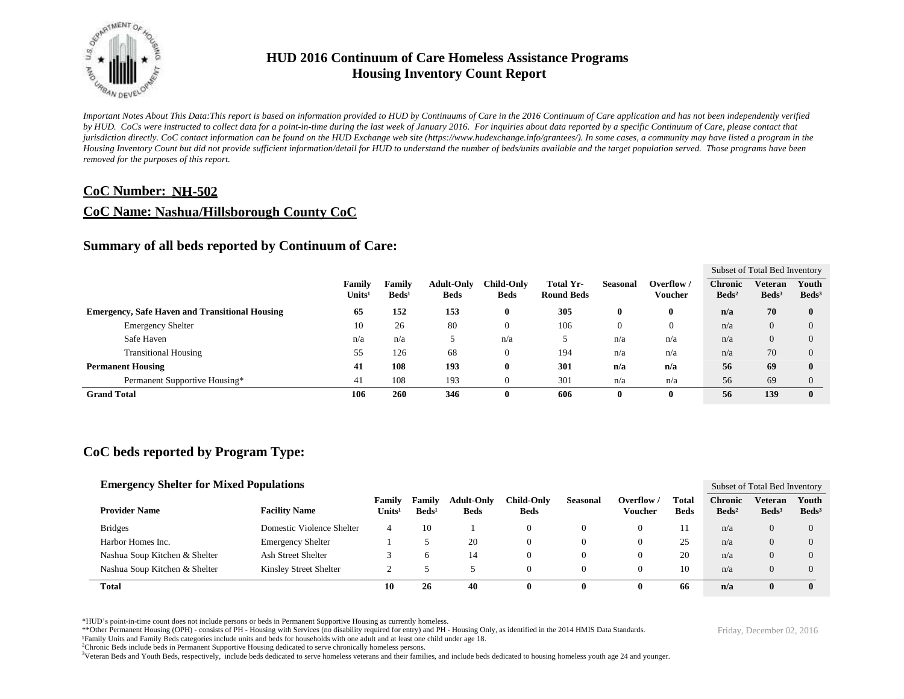# HUD 2016 Continuum of Care Homeless Assistance Programs
# Housing Inventory Count Report

*Important Notes About This Data:This report is based on information provided to HUD by Continuums of Care in the 2016 Continuum of Care application and has not been independently verified by HUD. CoCs were instructed to collect data for a point-in-time during the last week of January 2016. For inquiries about data reported by a specific Continuum of Care, please contact that jurisdiction directly. CoC contact information can be found on the HUD Exchange web site (https://www.hudexchange.info/grantees/). In some cases, a community may have listed a program in the Housing Inventory Count but did not provide sufficient information/detail for HUD to understand the number of beds/units available and the target population served. Those programs have been removed for the purposes of this report.*

## CoC Number: NH-502

## CoC Name: Nashua/Hillsborough County CoC

## Summary of all beds reported by Continuum of Care:

| | Family Units[1] | Family Beds[1] | Adult-Only Beds | Child-Only Beds | Total Yr-Round Beds | Seasonal | Overflow / Voucher | Subset of Total Bed Inventory: Chronic Beds[2] | Veteran Beds[3] | Youth Beds[3] |
|---|---|---|---|---|---|---|---|---|---|---|
| **Emergency, Safe Haven and Transitional Housing** | **65** | **152** | **153** | **0** | **305** | **0** | **0** | **n/a** | **70** | **0** |
| Emergency Shelter | 10 | 26 | 80 | 0 | 106 | 0 | 0 | n/a | 0 | 0 |
| Safe Haven | n/a | n/a | 5 | n/a | 5 | n/a | n/a | n/a | 0 | 0 |
| Transitional Housing | 55 | 126 | 68 | 0 | 194 | n/a | n/a | n/a | 70 | 0 |
| **Permanent Housing** | **41** | **108** | **193** | **0** | **301** | **n/a** | **n/a** | **56** | **69** | **0** |
| Permanent Supportive Housing* | 41 | 108 | 193 | 0 | 301 | n/a | n/a | 56 | 69 | 0 |
| **Grand Total** | **106** | **260** | **346** | **0** | **606** | **0** | **0** | **56** | **139** | **0** |

## CoC beds reported by Program Type:

### Emergency Shelter for Mixed Populations

| Provider Name | Facility Name | Family Units[1] | Family Beds[1] | Adult-Only Beds | Child-Only Beds | Seasonal | Overflow / Voucher | Total Beds | Subset of Total Bed Inventory: Chronic Beds[2] | Veteran Beds[3] | Youth Beds[3] |
|---|---|---|---|---|---|---|---|---|---|---|---|
| Bridges | Domestic Violence Shelter | 4 | 10 | 1 | 0 | 0 | 0 | 11 | n/a | 0 | 0 |
| Harbor Homes Inc. | Emergency Shelter | 1 | 5 | 20 | 0 | 0 | 0 | 25 | n/a | 0 | 0 |
| Nashua Soup Kitchen & Shelter | Ash Street Shelter | 3 | 6 | 14 | 0 | 0 | 0 | 20 | n/a | 0 | 0 |
| Nashua Soup Kitchen & Shelter | Kinsley Street Shelter | 2 | 5 | 5 | 0 | 0 | 0 | 10 | n/a | 0 | 0 |
| **Total** | | **10** | **26** | **40** | **0** | **0** | **0** | **66** | **n/a** | **0** | **0** |

*HUD's point-in-time count does not include persons or beds in Permanent Supportive Housing as currently homeless.

**Other Permanent Housing (OPH) - consists of PH - Housing with Services (no disability required for entry) and PH - Housing Only, as identified in the 2014 HMIS Data Standards.

[1]Family Units and Family Beds categories include units and beds for households with one adult and at least one child under age 18.

[2]Chronic Beds include beds in Permanent Supportive Housing dedicated to serve chronically homeless persons.

[3]Veteran Beds and Youth Beds, respectively, include beds dedicated to serve homeless veterans and their families, and include beds dedicated to housing homeless youth age 24 and younger.

Friday, December 02, 2016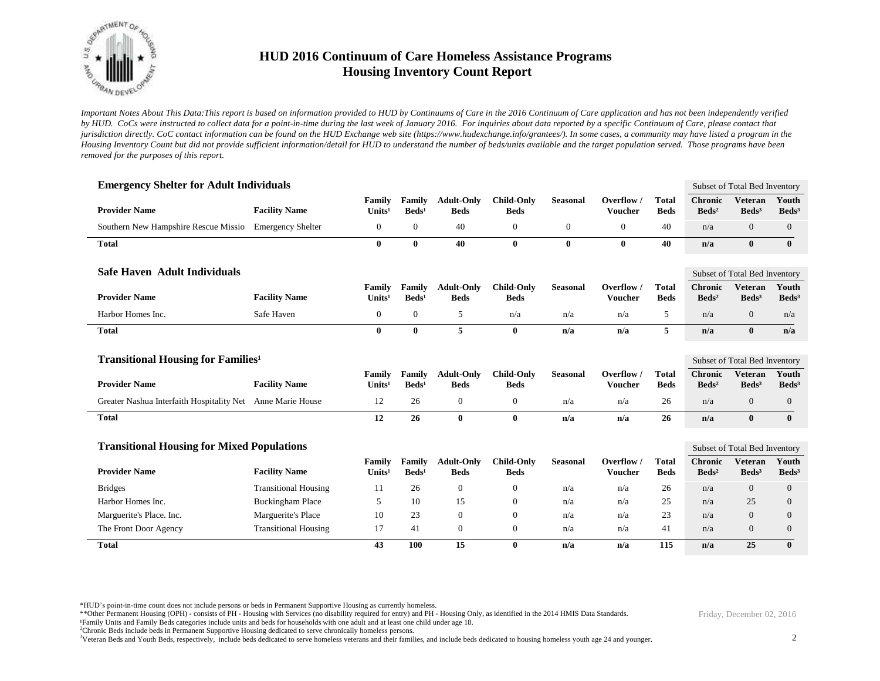# HUD 2016 Continuum of Care Homeless Assistance Programs
## Housing Inventory Count Report

*Important Notes About This Data:This report is based on information provided to HUD by Continuums of Care in the 2016 Continuum of Care application and has not been independently verified by HUD. CoCs were instructed to collect data for a point-in-time during the last week of January 2016. For inquiries about data reported by a specific Continuum of Care, please contact that jurisdiction directly. CoC contact information can be found on the HUD Exchange web site (https://www.hudexchange.info/grantees/). In some cases, a community may have listed a program in the Housing Inventory Count but did not provide sufficient information/detail for HUD to understand the number of beds/units available and the target population served. Those programs have been removed for the purposes of this report.*

### Emergency Shelter for Adult Individuals

| Provider Name | Facility Name | Family Units[1] | Family Beds[1] | Adult-Only Beds | Child-Only Beds | Seasonal | Overflow / Voucher | Total Beds | Chronic Beds[2] | Veteran Beds[3] | Youth Beds[3] |
|---|---|---|---|---|---|---|---|---|---|---|---|
| | | | | | | | | | Subset of Total Bed Inventory | | |
| Southern New Hampshire Rescue Missio | Emergency Shelter | 0 | 0 | 40 | 0 | 0 | 0 | 40 | n/a | 0 | 0 |
| **Total** | | **0** | **0** | **40** | **0** | **0** | **0** | **40** | **n/a** | **0** | **0** |

### Safe Haven Adult Individuals

| Provider Name | Facility Name | Family Units[1] | Family Beds[1] | Adult-Only Beds | Child-Only Beds | Seasonal | Overflow / Voucher | Total Beds | Chronic Beds[2] | Veteran Beds[3] | Youth Beds[3] |
|---|---|---|---|---|---|---|---|---|---|---|---|
| | | | | | | | | | Subset of Total Bed Inventory | | |
| Harbor Homes Inc. | Safe Haven | 0 | 0 | 5 | n/a | n/a | n/a | 5 | n/a | 0 | n/a |
| **Total** | | **0** | **0** | **5** | **0** | **n/a** | **n/a** | **5** | **n/a** | **0** | **n/a** |

### Transitional Housing for Families[1]

| Provider Name | Facility Name | Family Units[1] | Family Beds[1] | Adult-Only Beds | Child-Only Beds | Seasonal | Overflow / Voucher | Total Beds | Chronic Beds[2] | Veteran Beds[3] | Youth Beds[3] |
|---|---|---|---|---|---|---|---|---|---|---|---|
| | | | | | | | | | Subset of Total Bed Inventory | | |
| Greater Nashua Interfaith Hospitality Net | Anne Marie House | 12 | 26 | 0 | 0 | n/a | n/a | 26 | n/a | 0 | 0 |
| **Total** | | **12** | **26** | **0** | **0** | **n/a** | **n/a** | **26** | **n/a** | **0** | **0** |

### Transitional Housing for Mixed Populations

| Provider Name | Facility Name | Family Units[1] | Family Beds[1] | Adult-Only Beds | Child-Only Beds | Seasonal | Overflow / Voucher | Total Beds | Chronic Beds[2] | Veteran Beds[3] | Youth Beds[3] |
|---|---|---|---|---|---|---|---|---|---|---|---|
| | | | | | | | | | Subset of Total Bed Inventory | | |
| Bridges | Transitional Housing | 11 | 26 | 0 | 0 | n/a | n/a | 26 | n/a | 0 | 0 |
| Harbor Homes Inc. | Buckingham Place | 5 | 10 | 15 | 0 | n/a | n/a | 25 | n/a | 25 | 0 |
| Marguerite's Place. Inc. | Marguerite's Place | 10 | 23 | 0 | 0 | n/a | n/a | 23 | n/a | 0 | 0 |
| The Front Door Agency | Transitional Housing | 17 | 41 | 0 | 0 | n/a | n/a | 41 | n/a | 0 | 0 |
| **Total** | | **43** | **100** | **15** | **0** | **n/a** | **n/a** | **115** | **n/a** | **25** | **0** |

*HUD's point-in-time count does not include persons or beds in Permanent Supportive Housing as currently homeless.
**Other Permanent Housing (OPH) - consists of PH - Housing with Services (no disability required for entry) and PH - Housing Only, as identified in the 2014 HMIS Data Standards.
[1]Family Units and Family Beds categories include units and beds for households with one adult and at least one child under age 18.
[2]Chronic Beds include beds in Permanent Supportive Housing dedicated to serve chronically homeless persons.
[3]Veteran Beds and Youth Beds, respectively, include beds dedicated to serve homeless veterans and their families, and include beds dedicated to housing homeless youth age 24 and younger.

Friday, December 02, 2016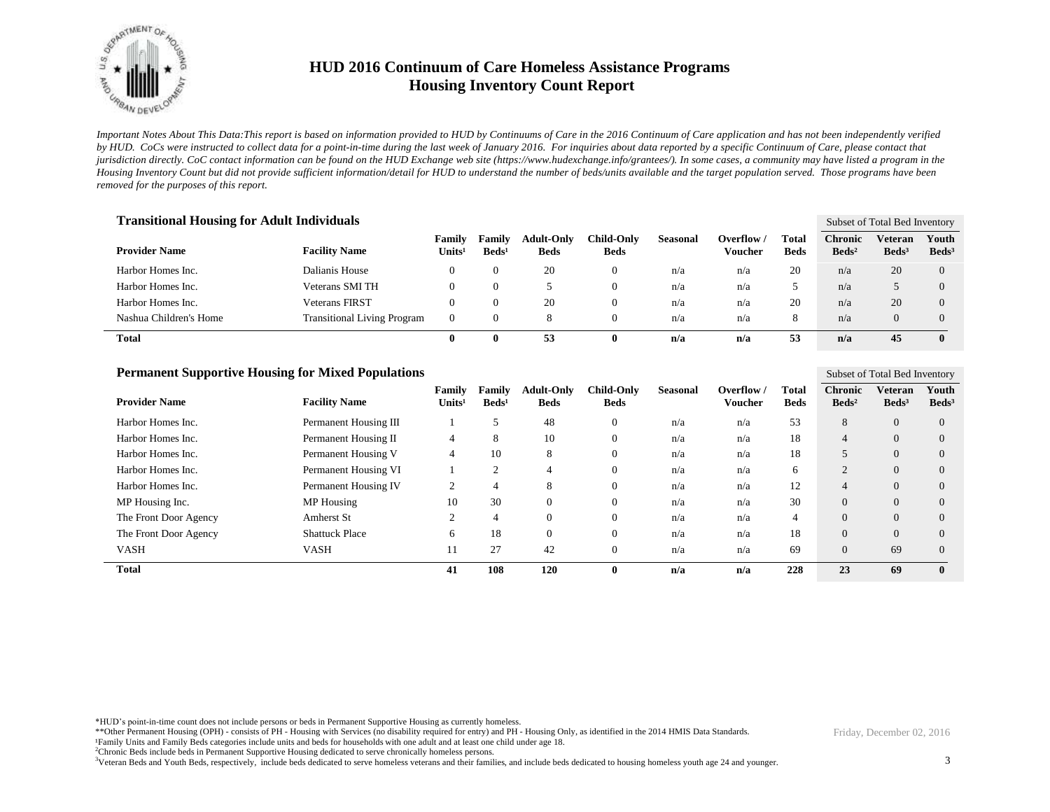# HUD 2016 Continuum of Care Homeless Assistance Programs
## Housing Inventory Count Report

*Important Notes About This Data:This report is based on information provided to HUD by Continuums of Care in the 2016 Continuum of Care application and has not been independently verified by HUD. CoCs were instructed to collect data for a point-in-time during the last week of January 2016. For inquiries about data reported by a specific Continuum of Care, please contact that jurisdiction directly. CoC contact information can be found on the HUD Exchange web site (https://www.hudexchange.info/grantees/). In some cases, a community may have listed a program in the Housing Inventory Count but did not provide sufficient information/detail for HUD to understand the number of beds/units available and the target population served. Those programs have been removed for the purposes of this report.*

### Transitional Housing for Adult Individuals

| | | | | | | | | | Subset of Total Bed Inventory | | |
|---|---|---|---|---|---|---|---|---|---|---|---|
| **Provider Name** | **Facility Name** | **Family Units[1]** | **Family Beds[1]** | **Adult-Only Beds** | **Child-Only Beds** | **Seasonal** | **Overflow / Voucher** | **Total Beds** | **Chronic Beds[2]** | **Veteran Beds[3]** | **Youth Beds[3]** |
| Harbor Homes Inc. | Dalianis House | 0 | 0 | 20 | 0 | n/a | n/a | 20 | n/a | 20 | 0 |
| Harbor Homes Inc. | Veterans SMI TH | 0 | 0 | 5 | 0 | n/a | n/a | 5 | n/a | 5 | 0 |
| Harbor Homes Inc. | Veterans FIRST | 0 | 0 | 20 | 0 | n/a | n/a | 20 | n/a | 20 | 0 |
| Nashua Children's Home | Transitional Living Program | 0 | 0 | 8 | 0 | n/a | n/a | 8 | n/a | 0 | 0 |
| **Total** | | **0** | **0** | **53** | **0** | **n/a** | **n/a** | **53** | **n/a** | **45** | **0** |

### Permanent Supportive Housing for Mixed Populations

| | | | | | | | | | Subset of Total Bed Inventory | | |
|---|---|---|---|---|---|---|---|---|---|---|---|
| **Provider Name** | **Facility Name** | **Family Units[1]** | **Family Beds[1]** | **Adult-Only Beds** | **Child-Only Beds** | **Seasonal** | **Overflow / Voucher** | **Total Beds** | **Chronic Beds[2]** | **Veteran Beds[3]** | **Youth Beds[3]** |
| Harbor Homes Inc. | Permanent Housing III | 1 | 5 | 48 | 0 | n/a | n/a | 53 | 8 | 0 | 0 |
| Harbor Homes Inc. | Permanent Housing II | 4 | 8 | 10 | 0 | n/a | n/a | 18 | 4 | 0 | 0 |
| Harbor Homes Inc. | Permanent Housing V | 4 | 10 | 8 | 0 | n/a | n/a | 18 | 5 | 0 | 0 |
| Harbor Homes Inc. | Permanent Housing VI | 1 | 2 | 4 | 0 | n/a | n/a | 6 | 2 | 0 | 0 |
| Harbor Homes Inc. | Permanent Housing IV | 2 | 4 | 8 | 0 | n/a | n/a | 12 | 4 | 0 | 0 |
| MP Housing Inc. | MP Housing | 10 | 30 | 0 | 0 | n/a | n/a | 30 | 0 | 0 | 0 |
| The Front Door Agency | Amherst St | 2 | 4 | 0 | 0 | n/a | n/a | 4 | 0 | 0 | 0 |
| The Front Door Agency | Shattuck Place | 6 | 18 | 0 | 0 | n/a | n/a | 18 | 0 | 0 | 0 |
| VASH | VASH | 11 | 27 | 42 | 0 | n/a | n/a | 69 | 0 | 69 | 0 |
| **Total** | | **41** | **108** | **120** | **0** | **n/a** | **n/a** | **228** | **23** | **69** | **0** |

*HUD's point-in-time count does not include persons or beds in Permanent Supportive Housing as currently homeless.

**Other Permanent Housing (OPH) - consists of PH - Housing with Services (no disability required for entry) and PH - Housing Only, as identified in the 2014 HMIS Data Standards.

[1]Family Units and Family Beds categories include units and beds for households with one adult and at least one child under age 18.

[2]Chronic Beds include beds in Permanent Supportive Housing dedicated to serve chronically homeless persons.

[3]Veteran Beds and Youth Beds, respectively, include beds dedicated to serve homeless veterans and their families, and include beds dedicated to housing homeless youth age 24 and younger.

Friday, December 02, 2016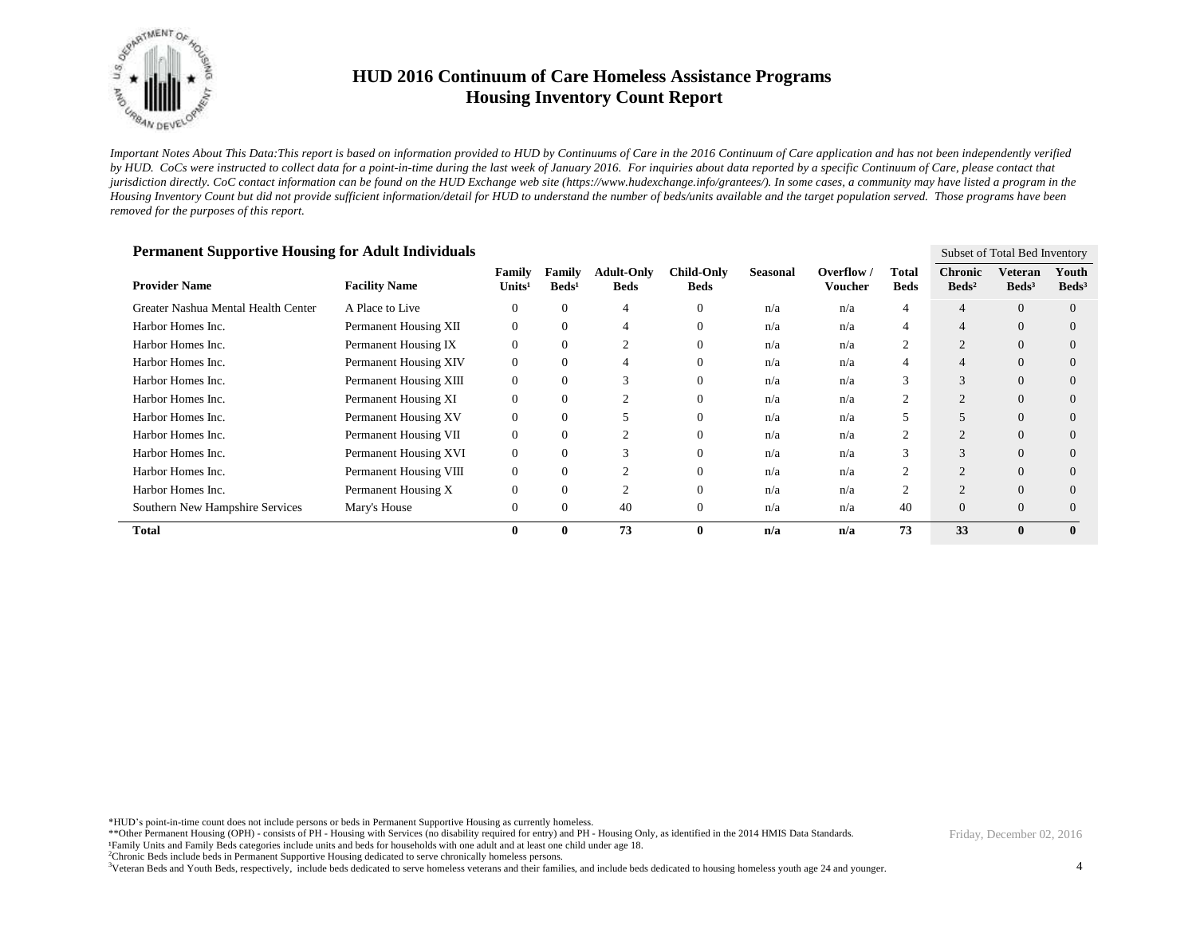# HUD 2016 Continuum of Care Homeless Assistance Programs
# Housing Inventory Count Report

*Important Notes About This Data:This report is based on information provided to HUD by Continuums of Care in the 2016 Continuum of Care application and has not been independently verified by HUD. CoCs were instructed to collect data for a point-in-time during the last week of January 2016. For inquiries about data reported by a specific Continuum of Care, please contact that jurisdiction directly. CoC contact information can be found on the HUD Exchange web site (https://www.hudexchange.info/grantees/). In some cases, a community may have listed a program in the Housing Inventory Count but did not provide sufficient information/detail for HUD to understand the number of beds/units available and the target population served. Those programs have been removed for the purposes of this report.*

## Permanent Supportive Housing for Adult Individuals

| | | | | | | | | | Subset of Total Bed Inventory | | |
|---|---|---|---|---|---|---|---|---|---|---|---|
| **Provider Name** | **Facility Name** | **Family Units[1]** | **Family Beds[1]** | **Adult-Only Beds** | **Child-Only Beds** | **Seasonal** | **Overflow / Voucher** | **Total Beds** | **Chronic Beds[2]** | **Veteran Beds[3]** | **Youth Beds[3]** |
| Greater Nashua Mental Health Center | A Place to Live | 0 | 0 | 4 | 0 | n/a | n/a | 4 | 4 | 0 | 0 |
| Harbor Homes Inc. | Permanent Housing XII | 0 | 0 | 4 | 0 | n/a | n/a | 4 | 4 | 0 | 0 |
| Harbor Homes Inc. | Permanent Housing IX | 0 | 0 | 2 | 0 | n/a | n/a | 2 | 2 | 0 | 0 |
| Harbor Homes Inc. | Permanent Housing XIV | 0 | 0 | 4 | 0 | n/a | n/a | 4 | 4 | 0 | 0 |
| Harbor Homes Inc. | Permanent Housing XIII | 0 | 0 | 3 | 0 | n/a | n/a | 3 | 3 | 0 | 0 |
| Harbor Homes Inc. | Permanent Housing XI | 0 | 0 | 2 | 0 | n/a | n/a | 2 | 2 | 0 | 0 |
| Harbor Homes Inc. | Permanent Housing XV | 0 | 0 | 5 | 0 | n/a | n/a | 5 | 5 | 0 | 0 |
| Harbor Homes Inc. | Permanent Housing VII | 0 | 0 | 2 | 0 | n/a | n/a | 2 | 2 | 0 | 0 |
| Harbor Homes Inc. | Permanent Housing XVI | 0 | 0 | 3 | 0 | n/a | n/a | 3 | 3 | 0 | 0 |
| Harbor Homes Inc. | Permanent Housing VIII | 0 | 0 | 2 | 0 | n/a | n/a | 2 | 2 | 0 | 0 |
| Harbor Homes Inc. | Permanent Housing X | 0 | 0 | 2 | 0 | n/a | n/a | 2 | 2 | 0 | 0 |
| Southern New Hampshire Services | Mary's House | 0 | 0 | 40 | 0 | n/a | n/a | 40 | 0 | 0 | 0 |
| **Total** | | **0** | **0** | **73** | **0** | **n/a** | **n/a** | **73** | **33** | **0** | **0** |

*HUD's point-in-time count does not include persons or beds in Permanent Supportive Housing as currently homeless.

**Other Permanent Housing (OPH) - consists of PH - Housing with Services (no disability required for entry) and PH - Housing Only, as identified in the 2014 HMIS Data Standards.

[1]Family Units and Family Beds categories include units and beds for households with one adult and at least one child under age 18.

[2]Chronic Beds include beds in Permanent Supportive Housing dedicated to serve chronically homeless persons.

[3]Veteran Beds and Youth Beds, respectively, include beds dedicated to serve homeless veterans and their families, and include beds dedicated to housing homeless youth age 24 and younger.

Friday, December 02, 2016